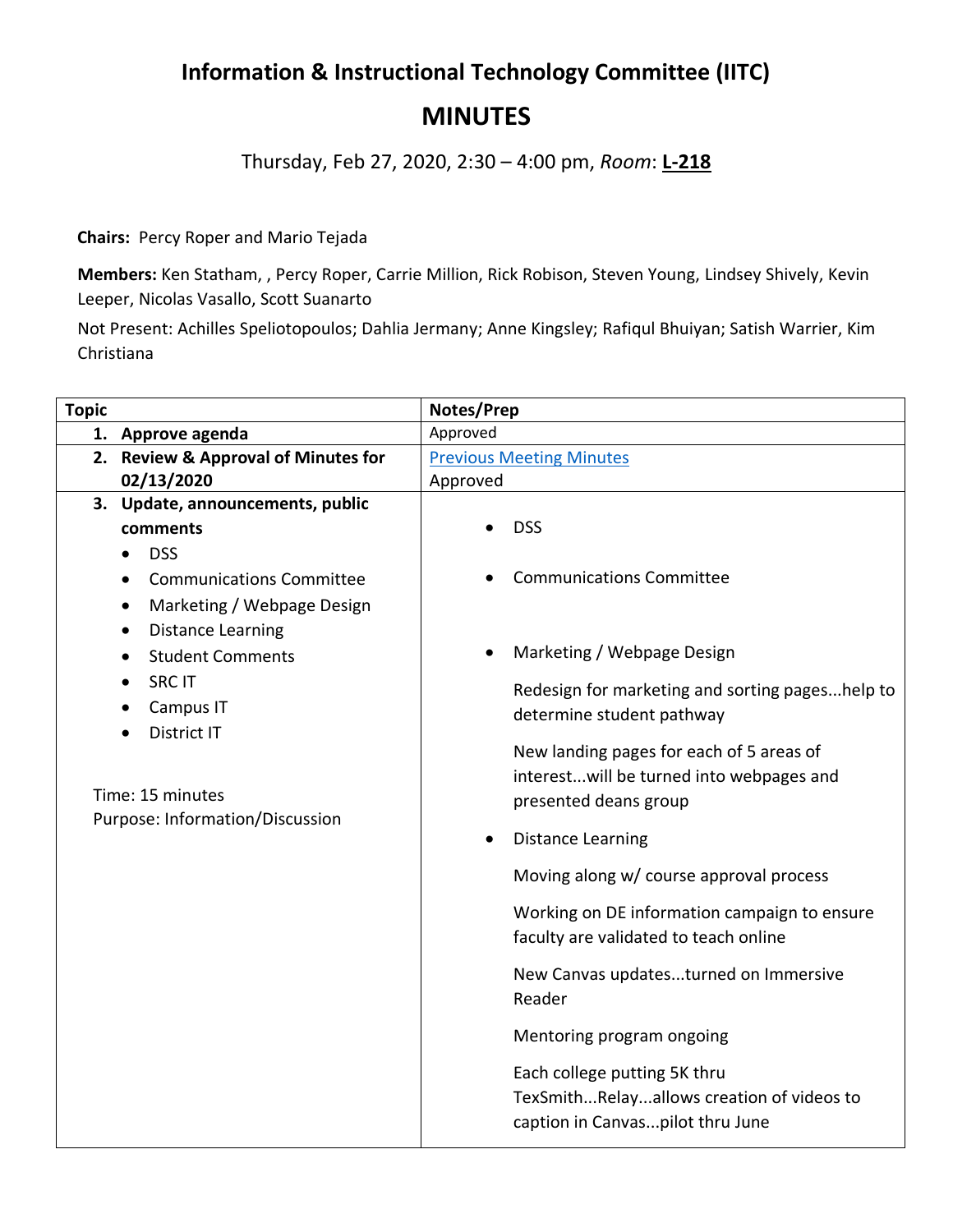# Information & Instructional Technology Committee (IITC)

# MINUTES

Thursday, Feb 27, 2020, 2:30 – 4:00 pm, *Room*: **L-218**

**Chairs:** Percy Roper and Mario Tejada

**Members:** Ken Statham, , Percy Roper, Carrie Million, Rick Robison, Steven Young, Lindsey Shively, Kevin Leeper, Nicolas Vasallo, Scott Suanarto

Not Present: Achilles Speliotopoulos; Dahlia Jermany; Anne Kingsley; Rafiqul Bhuiyan; Satish Warrier, Kim Christiana

| Topic | Notes/Prep |
|---|---|
| **1. Approve agenda** | Approved |
| **2. Review & Approval of Minutes for 02/13/2020** | [Previous Meeting Minutes](#)<br>Approved |
| **3. Update, announcements, public comments**<br>• DSS<br>• Communications Committee<br>• Marketing / Webpage Design<br>• Distance Learning<br>• Student Comments<br>• SRC IT<br>• Campus IT<br>• District IT<br><br>Time: 15 minutes<br>Purpose: Information/Discussion | • DSS<br><br>• Communications Committee<br><br>• Marketing / Webpage Design<br><br>Redesign for marketing and sorting pages...help to determine student pathway<br><br>New landing pages for each of 5 areas of interest...will be turned into webpages and presented deans group<br><br>• Distance Learning<br><br>Moving along w/ course approval process<br><br>Working on DE information campaign to ensure faculty are validated to teach online<br><br>New Canvas updates...turned on Immersive Reader<br><br>Mentoring program ongoing<br><br>Each college putting 5K thru TexSmith...Relay...allows creation of videos to caption in Canvas...pilot thru June |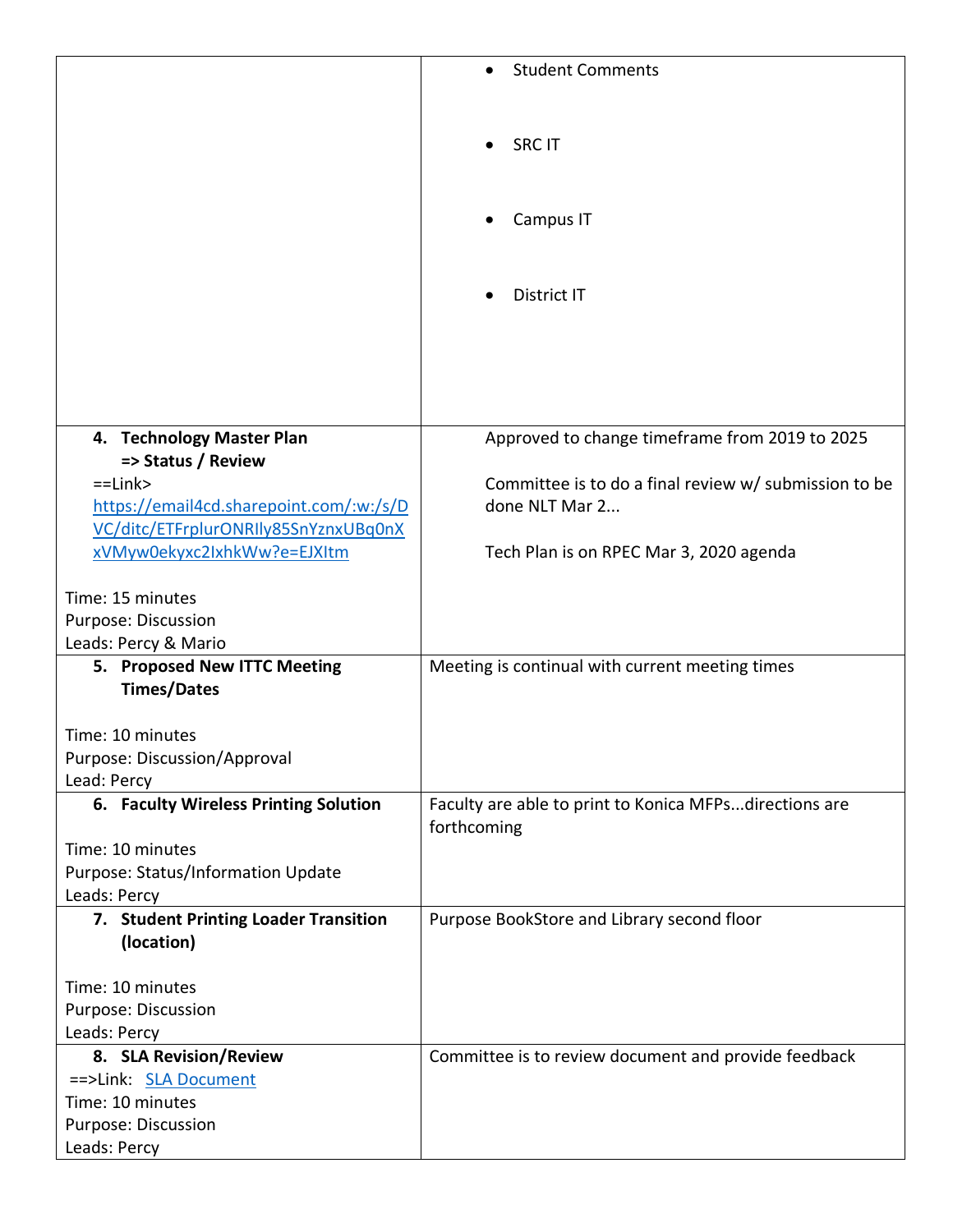| | |
|---|---|
| | • Student Comments<br><br>• SRC IT<br><br>• Campus IT<br><br>• District IT |
| **4. Technology Master Plan**<br>**=> Status / Review**<br>==Link> https://email4cd.sharepoint.com/:w:/s/DVC/ditc/ETFrplurONRIly85SnYznxUBq0nXxVMyw0ekyxc2IxhkWw?e=EJXItm<br><br>Time: 15 minutes<br>Purpose: Discussion<br>Leads: Percy & Mario | Approved to change timeframe from 2019 to 2025<br><br>Committee is to do a final review w/ submission to be done NLT Mar 2...<br><br>Tech Plan is on RPEC Mar 3, 2020 agenda |
| **5. Proposed New ITTC Meeting Times/Dates**<br><br>Time: 10 minutes<br>Purpose: Discussion/Approval<br>Lead: Percy | Meeting is continual with current meeting times |
| **6. Faculty Wireless Printing Solution**<br><br>Time: 10 minutes<br>Purpose: Status/Information Update<br>Leads: Percy | Faculty are able to print to Konica MFPs...directions are forthcoming |
| **7. Student Printing Loader Transition (location)**<br><br>Time: 10 minutes<br>Purpose: Discussion<br>Leads: Percy | Purpose BookStore and Library second floor |
| **8. SLA Revision/Review**<br>==>Link: SLA Document<br>Time: 10 minutes<br>Purpose: Discussion<br>Leads: Percy | Committee is to review document and provide feedback |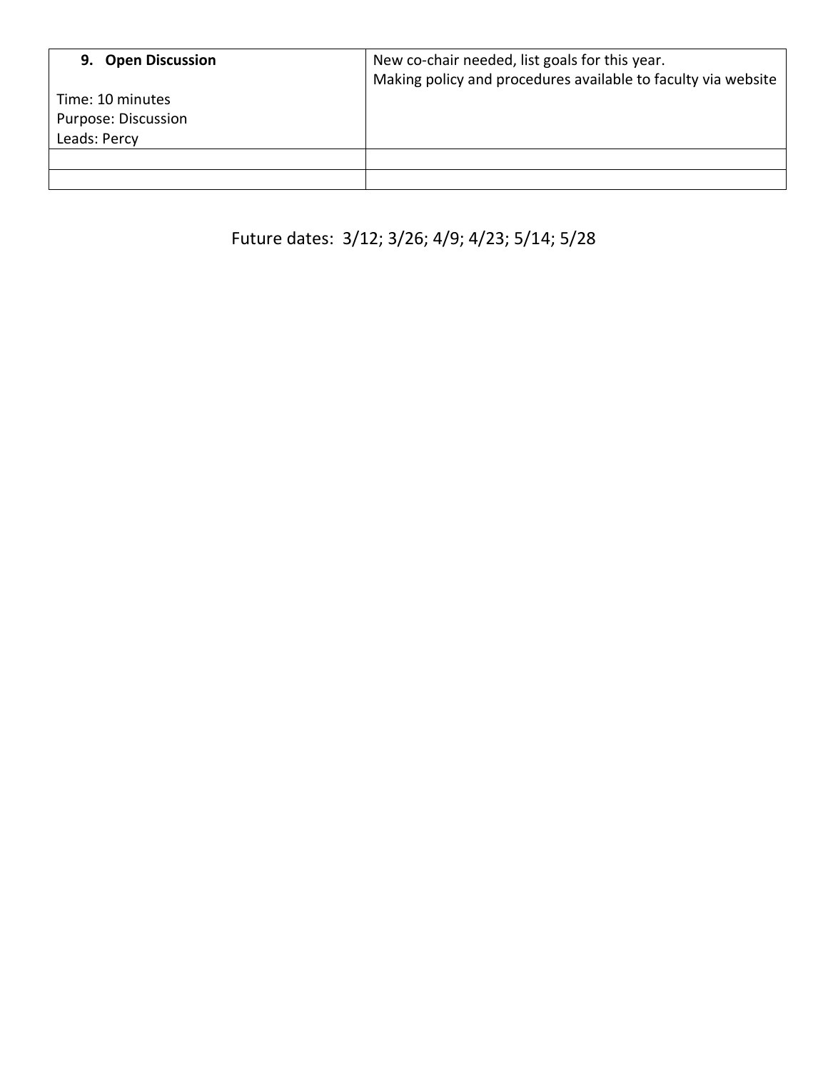| | |
|---|---|
| **9. Open Discussion**<br><br>Time: 10 minutes<br>Purpose: Discussion<br>Leads: Percy | New co-chair needed, list goals for this year.<br>Making policy and procedures available to faculty via website |
| | |
| | |

Future dates: 3/12; 3/26; 4/9; 4/23; 5/14; 5/28